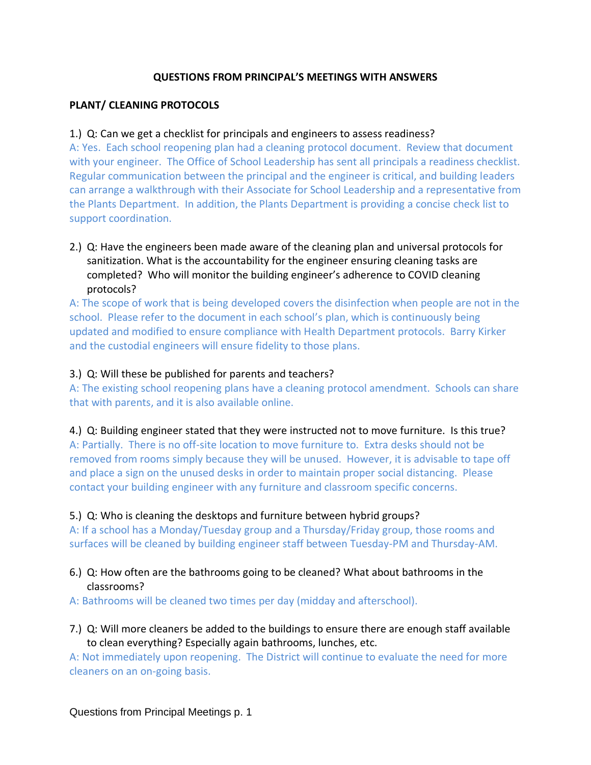# QUESTIONS FROM PRINCIPAL'S MEETINGS WITH ANSWERS

## PLANT/ CLEANING PROTOCOLS

1.) Q: Can we get a checklist for principals and engineers to assess readiness?

A: Yes. Each school reopening plan had a cleaning protocol document. Review that document with your engineer. The Office of School Leadership has sent all principals a readiness checklist. Regular communication between the principal and the engineer is critical, and building leaders can arrange a walkthrough with their Associate for School Leadership and a representative from the Plants Department. In addition, the Plants Department is providing a concise check list to support coordination.

2.) Q: Have the engineers been made aware of the cleaning plan and universal protocols for sanitization. What is the accountability for the engineer ensuring cleaning tasks are completed? Who will monitor the building engineer's adherence to COVID cleaning protocols?

A: The scope of work that is being developed covers the disinfection when people are not in the school. Please refer to the document in each school's plan, which is continuously being updated and modified to ensure compliance with Health Department protocols. Barry Kirker and the custodial engineers will ensure fidelity to those plans.

3.) Q: Will these be published for parents and teachers?

A: The existing school reopening plans have a cleaning protocol amendment. Schools can share that with parents, and it is also available online.

4.) Q: Building engineer stated that they were instructed not to move furniture. Is this true?

A: Partially. There is no off-site location to move furniture to. Extra desks should not be removed from rooms simply because they will be unused. However, it is advisable to tape off and place a sign on the unused desks in order to maintain proper social distancing. Please contact your building engineer with any furniture and classroom specific concerns.

5.) Q: Who is cleaning the desktops and furniture between hybrid groups?

A: If a school has a Monday/Tuesday group and a Thursday/Friday group, those rooms and surfaces will be cleaned by building engineer staff between Tuesday-PM and Thursday-AM.

6.) Q: How often are the bathrooms going to be cleaned? What about bathrooms in the classrooms?

A: Bathrooms will be cleaned two times per day (midday and afterschool).

7.) Q: Will more cleaners be added to the buildings to ensure there are enough staff available to clean everything? Especially again bathrooms, lunches, etc.

A: Not immediately upon reopening. The District will continue to evaluate the need for more cleaners on an on-going basis.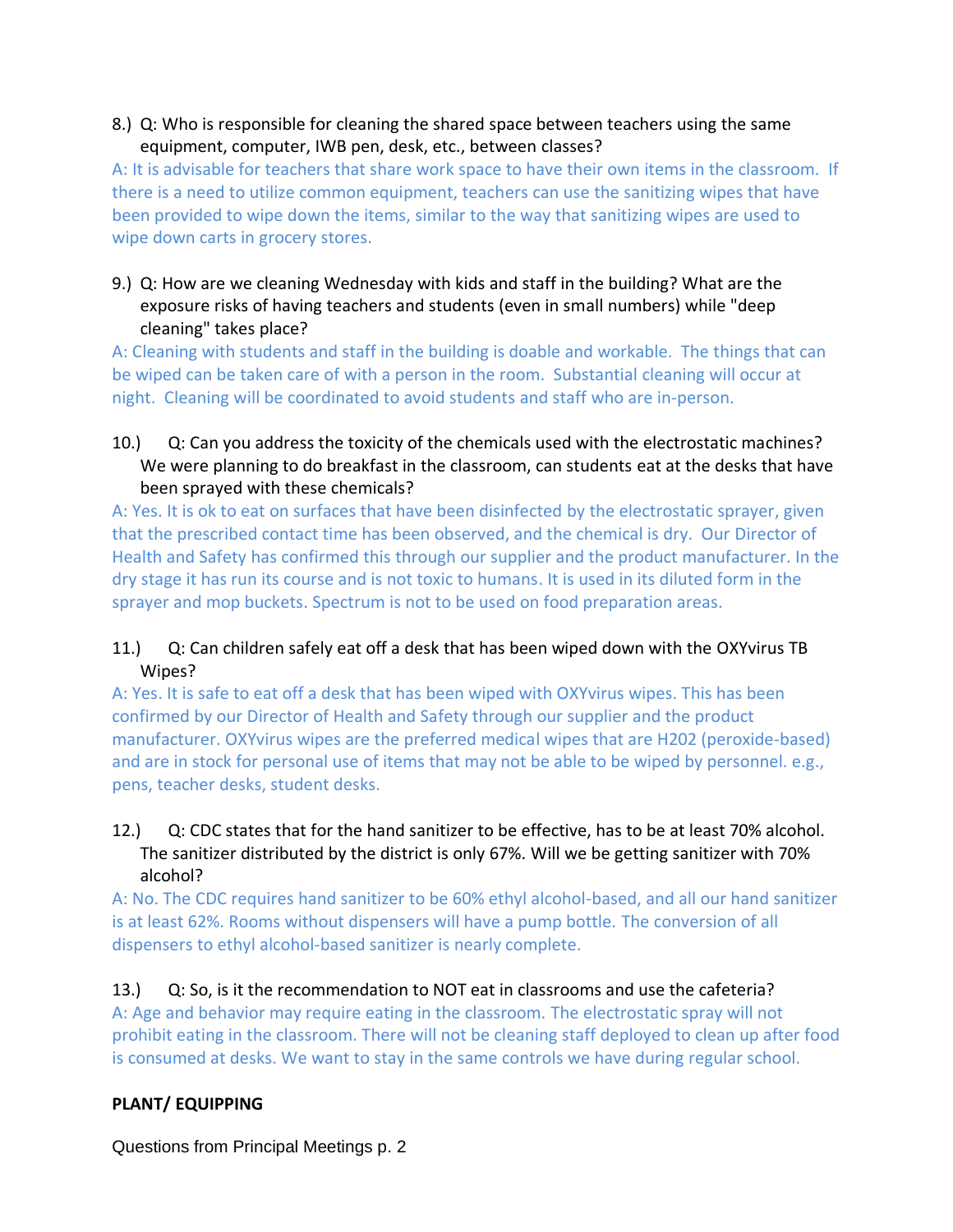8.) Q: Who is responsible for cleaning the shared space between teachers using the same equipment, computer, IWB pen, desk, etc., between classes?

A: It is advisable for teachers that share work space to have their own items in the classroom. If there is a need to utilize common equipment, teachers can use the sanitizing wipes that have been provided to wipe down the items, similar to the way that sanitizing wipes are used to wipe down carts in grocery stores.

9.) Q: How are we cleaning Wednesday with kids and staff in the building? What are the exposure risks of having teachers and students (even in small numbers) while "deep cleaning" takes place?

A: Cleaning with students and staff in the building is doable and workable. The things that can be wiped can be taken care of with a person in the room. Substantial cleaning will occur at night. Cleaning will be coordinated to avoid students and staff who are in-person.

10.) Q: Can you address the toxicity of the chemicals used with the electrostatic machines? We were planning to do breakfast in the classroom, can students eat at the desks that have been sprayed with these chemicals?

A: Yes. It is ok to eat on surfaces that have been disinfected by the electrostatic sprayer, given that the prescribed contact time has been observed, and the chemical is dry. Our Director of Health and Safety has confirmed this through our supplier and the product manufacturer. In the dry stage it has run its course and is not toxic to humans. It is used in its diluted form in the sprayer and mop buckets. Spectrum is not to be used on food preparation areas.

11.) Q: Can children safely eat off a desk that has been wiped down with the OXYvirus TB Wipes?

A: Yes. It is safe to eat off a desk that has been wiped with OXYvirus wipes. This has been confirmed by our Director of Health and Safety through our supplier and the product manufacturer. OXYvirus wipes are the preferred medical wipes that are H202 (peroxide-based) and are in stock for personal use of items that may not be able to be wiped by personnel. e.g., pens, teacher desks, student desks.

12.) Q: CDC states that for the hand sanitizer to be effective, has to be at least 70% alcohol. The sanitizer distributed by the district is only 67%. Will we be getting sanitizer with 70% alcohol?

A: No. The CDC requires hand sanitizer to be 60% ethyl alcohol-based, and all our hand sanitizer is at least 62%. Rooms without dispensers will have a pump bottle. The conversion of all dispensers to ethyl alcohol-based sanitizer is nearly complete.

13.) Q: So, is it the recommendation to NOT eat in classrooms and use the cafeteria?

A: Age and behavior may require eating in the classroom. The electrostatic spray will not prohibit eating in the classroom. There will not be cleaning staff deployed to clean up after food is consumed at desks. We want to stay in the same controls we have during regular school.

**PLANT/ EQUIPPING**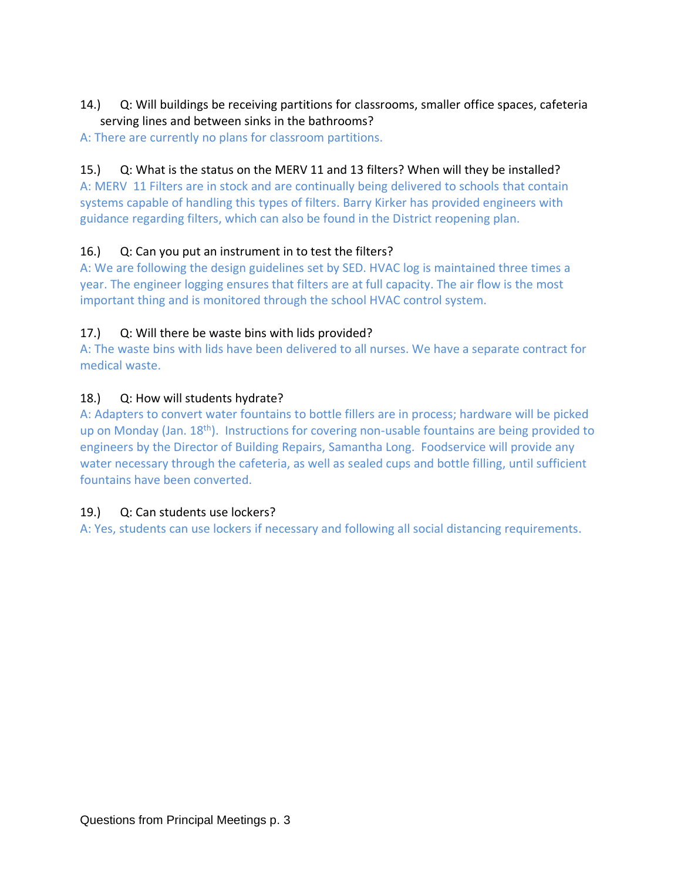14.) Q: Will buildings be receiving partitions for classrooms, smaller office spaces, cafeteria serving lines and between sinks in the bathrooms?

A: There are currently no plans for classroom partitions.

15.) Q: What is the status on the MERV 11 and 13 filters? When will they be installed?

A: MERV 11 Filters are in stock and are continually being delivered to schools that contain systems capable of handling this types of filters. Barry Kirker has provided engineers with guidance regarding filters, which can also be found in the District reopening plan.

16.) Q: Can you put an instrument in to test the filters?

A: We are following the design guidelines set by SED. HVAC log is maintained three times a year. The engineer logging ensures that filters are at full capacity. The air flow is the most important thing and is monitored through the school HVAC control system.

17.) Q: Will there be waste bins with lids provided?

A: The waste bins with lids have been delivered to all nurses. We have a separate contract for medical waste.

18.) Q: How will students hydrate?

A: Adapters to convert water fountains to bottle fillers are in process; hardware will be picked up on Monday (Jan. 18th). Instructions for covering non-usable fountains are being provided to engineers by the Director of Building Repairs, Samantha Long. Foodservice will provide any water necessary through the cafeteria, as well as sealed cups and bottle filling, until sufficient fountains have been converted.

19.) Q: Can students use lockers?

A: Yes, students can use lockers if necessary and following all social distancing requirements.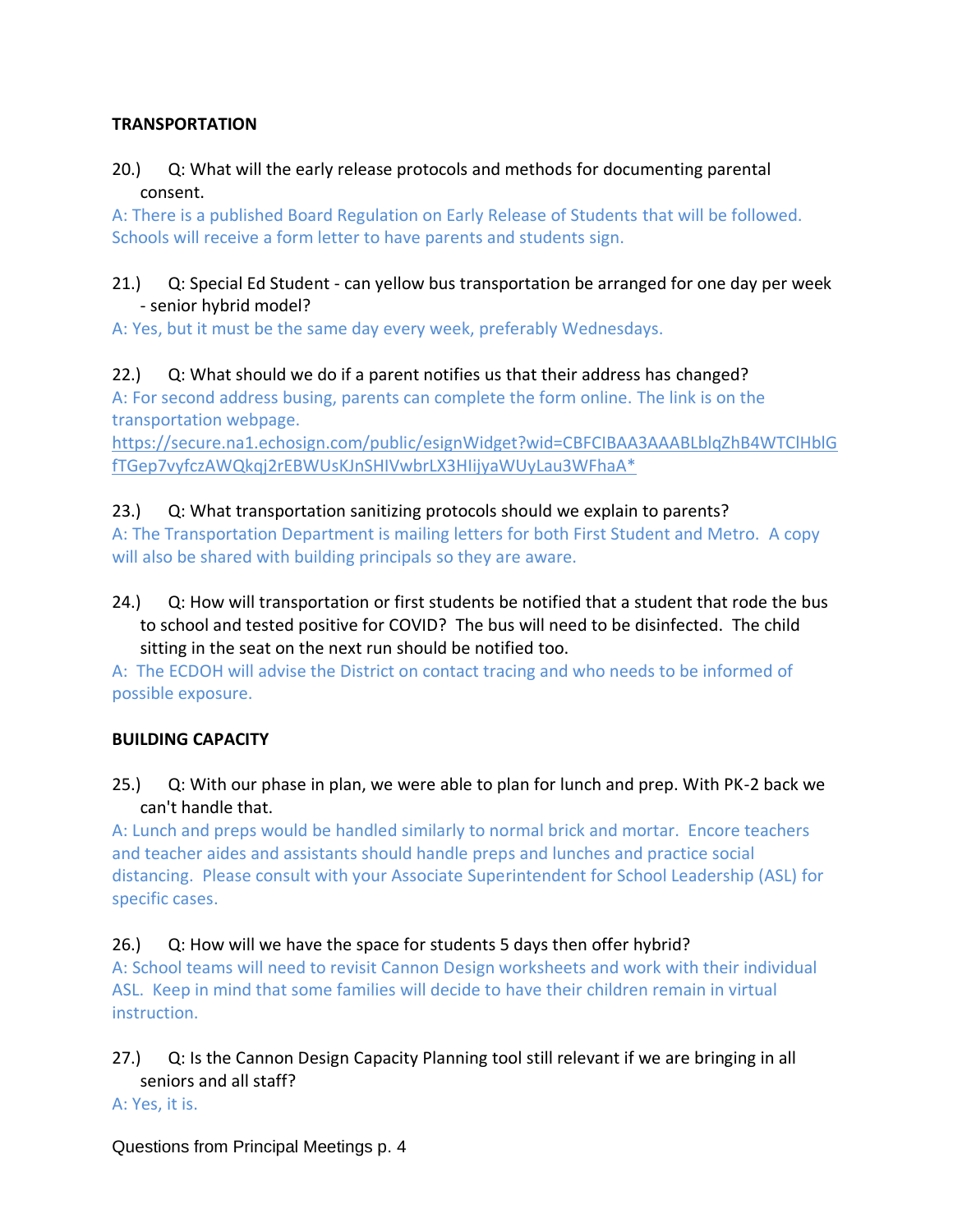**TRANSPORTATION**

20.) Q: What will the early release protocols and methods for documenting parental consent.

A: There is a published Board Regulation on Early Release of Students that will be followed. Schools will receive a form letter to have parents and students sign.

21.) Q: Special Ed Student - can yellow bus transportation be arranged for one day per week - senior hybrid model?

A: Yes, but it must be the same day every week, preferably Wednesdays.

22.) Q: What should we do if a parent notifies us that their address has changed?

A: For second address busing, parents can complete the form online. The link is on the transportation webpage.
https://secure.na1.echosign.com/public/esignWidget?wid=CBFCIBAA3AAABLblqZhB4WTClHblGfTGep7vyfczAWQkqj2rEBWUsKJnSHIVwbrLX3HIijyaWUyLau3WFhaA*

23.) Q: What transportation sanitizing protocols should we explain to parents?

A: The Transportation Department is mailing letters for both First Student and Metro. A copy will also be shared with building principals so they are aware.

24.) Q: How will transportation or first students be notified that a student that rode the bus to school and tested positive for COVID? The bus will need to be disinfected. The child sitting in the seat on the next run should be notified too.

A: The ECDOH will advise the District on contact tracing and who needs to be informed of possible exposure.

**BUILDING CAPACITY**

25.) Q: With our phase in plan, we were able to plan for lunch and prep. With PK-2 back we can't handle that.

A: Lunch and preps would be handled similarly to normal brick and mortar. Encore teachers and teacher aides and assistants should handle preps and lunches and practice social distancing. Please consult with your Associate Superintendent for School Leadership (ASL) for specific cases.

26.) Q: How will we have the space for students 5 days then offer hybrid?

A: School teams will need to revisit Cannon Design worksheets and work with their individual ASL. Keep in mind that some families will decide to have their children remain in virtual instruction.

27.) Q: Is the Cannon Design Capacity Planning tool still relevant if we are bringing in all seniors and all staff?

A: Yes, it is.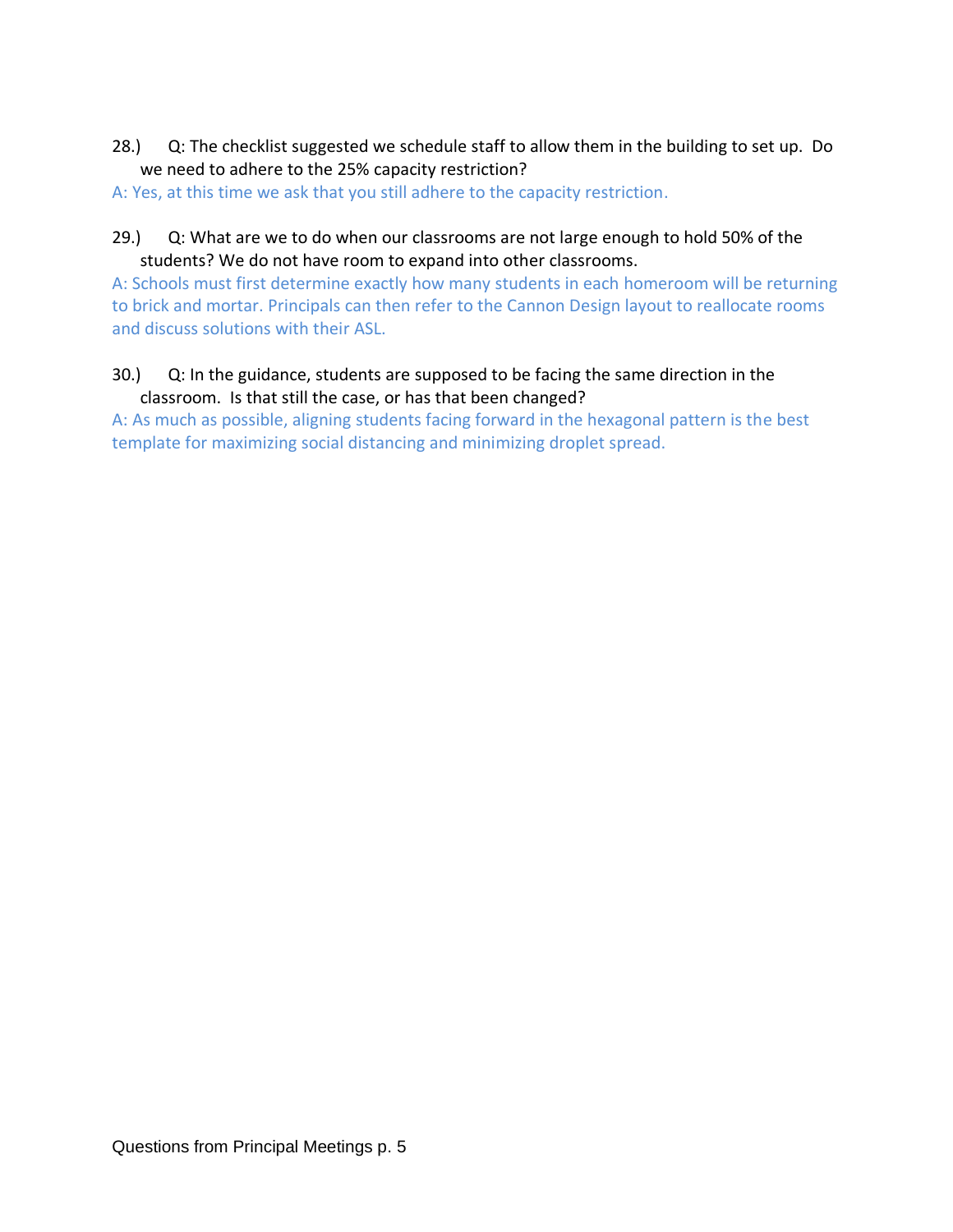28.) Q: The checklist suggested we schedule staff to allow them in the building to set up. Do we need to adhere to the 25% capacity restriction?

A: Yes, at this time we ask that you still adhere to the capacity restriction.

29.) Q: What are we to do when our classrooms are not large enough to hold 50% of the students? We do not have room to expand into other classrooms.

A: Schools must first determine exactly how many students in each homeroom will be returning to brick and mortar. Principals can then refer to the Cannon Design layout to reallocate rooms and discuss solutions with their ASL.

30.) Q: In the guidance, students are supposed to be facing the same direction in the classroom. Is that still the case, or has that been changed?

A: As much as possible, aligning students facing forward in the hexagonal pattern is the best template for maximizing social distancing and minimizing droplet spread.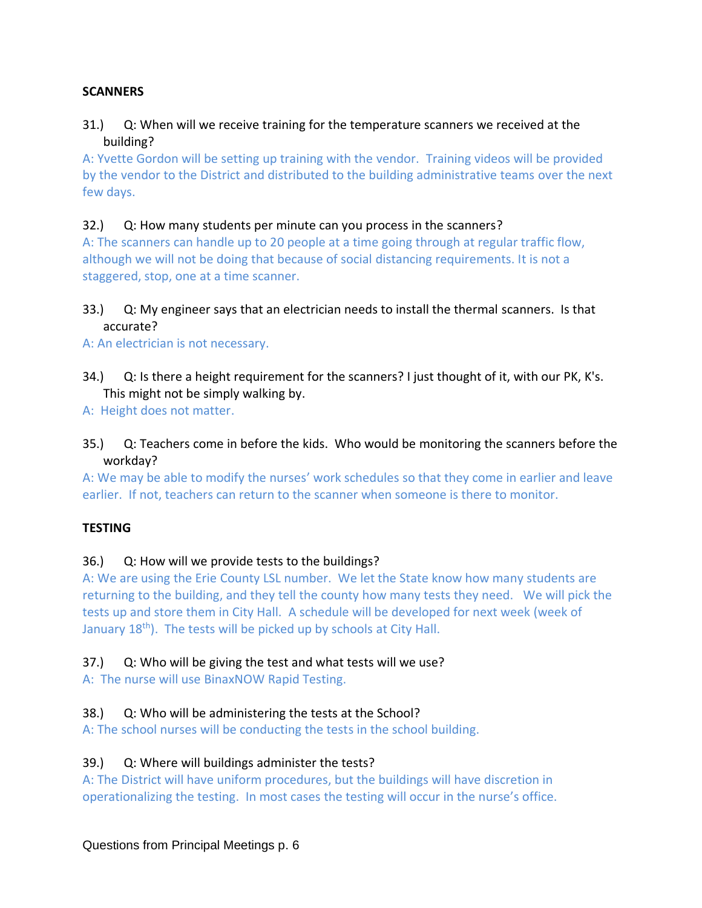**SCANNERS**

31.) Q: When will we receive training for the temperature scanners we received at the building?

A: Yvette Gordon will be setting up training with the vendor. Training videos will be provided by the vendor to the District and distributed to the building administrative teams over the next few days.

32.) Q: How many students per minute can you process in the scanners?

A: The scanners can handle up to 20 people at a time going through at regular traffic flow, although we will not be doing that because of social distancing requirements. It is not a staggered, stop, one at a time scanner.

33.) Q: My engineer says that an electrician needs to install the thermal scanners. Is that accurate?

A: An electrician is not necessary.

34.) Q: Is there a height requirement for the scanners? I just thought of it, with our PK, K's. This might not be simply walking by.

A: Height does not matter.

35.) Q: Teachers come in before the kids. Who would be monitoring the scanners before the workday?

A: We may be able to modify the nurses' work schedules so that they come in earlier and leave earlier. If not, teachers can return to the scanner when someone is there to monitor.

**TESTING**

36.) Q: How will we provide tests to the buildings?

A: We are using the Erie County LSL number. We let the State know how many students are returning to the building, and they tell the county how many tests they need. We will pick the tests up and store them in City Hall. A schedule will be developed for next week (week of January 18th). The tests will be picked up by schools at City Hall.

37.) Q: Who will be giving the test and what tests will we use?

A: The nurse will use BinaxNOW Rapid Testing.

38.) Q: Who will be administering the tests at the School?

A: The school nurses will be conducting the tests in the school building.

39.) Q: Where will buildings administer the tests?

A: The District will have uniform procedures, but the buildings will have discretion in operationalizing the testing. In most cases the testing will occur in the nurse's office.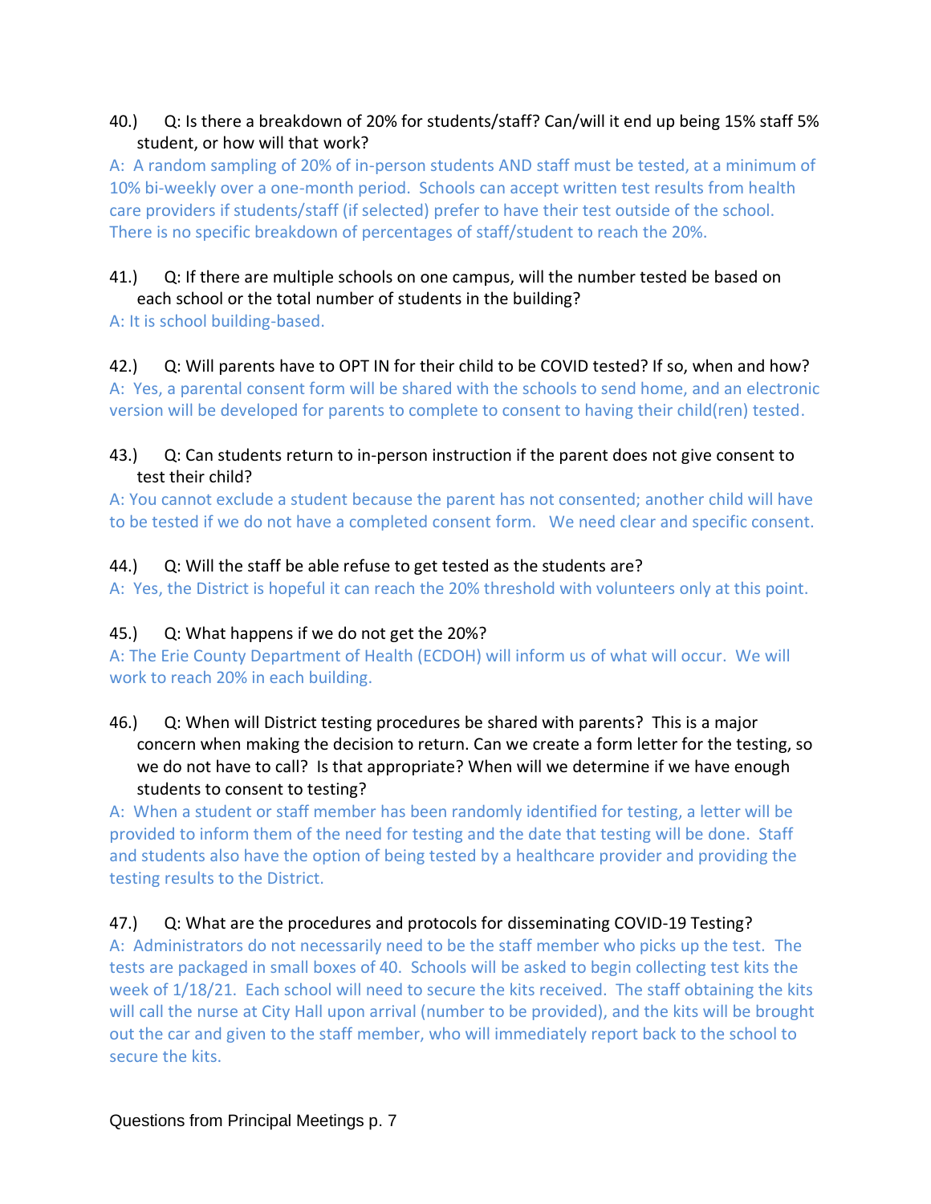40.) Q: Is there a breakdown of 20% for students/staff? Can/will it end up being 15% staff 5% student, or how will that work?

A: A random sampling of 20% of in-person students AND staff must be tested, at a minimum of 10% bi-weekly over a one-month period. Schools can accept written test results from health care providers if students/staff (if selected) prefer to have their test outside of the school. There is no specific breakdown of percentages of staff/student to reach the 20%.

41.) Q: If there are multiple schools on one campus, will the number tested be based on each school or the total number of students in the building?

A: It is school building-based.

42.) Q: Will parents have to OPT IN for their child to be COVID tested? If so, when and how?

A: Yes, a parental consent form will be shared with the schools to send home, and an electronic version will be developed for parents to complete to consent to having their child(ren) tested.

43.) Q: Can students return to in-person instruction if the parent does not give consent to test their child?

A: You cannot exclude a student because the parent has not consented; another child will have to be tested if we do not have a completed consent form. We need clear and specific consent.

44.) Q: Will the staff be able refuse to get tested as the students are?

A: Yes, the District is hopeful it can reach the 20% threshold with volunteers only at this point.

45.) Q: What happens if we do not get the 20%?

A: The Erie County Department of Health (ECDOH) will inform us of what will occur. We will work to reach 20% in each building.

46.) Q: When will District testing procedures be shared with parents? This is a major concern when making the decision to return. Can we create a form letter for the testing, so we do not have to call? Is that appropriate? When will we determine if we have enough students to consent to testing?

A: When a student or staff member has been randomly identified for testing, a letter will be provided to inform them of the need for testing and the date that testing will be done. Staff and students also have the option of being tested by a healthcare provider and providing the testing results to the District.

47.) Q: What are the procedures and protocols for disseminating COVID-19 Testing?

A: Administrators do not necessarily need to be the staff member who picks up the test. The tests are packaged in small boxes of 40. Schools will be asked to begin collecting test kits the week of 1/18/21. Each school will need to secure the kits received. The staff obtaining the kits will call the nurse at City Hall upon arrival (number to be provided), and the kits will be brought out the car and given to the staff member, who will immediately report back to the school to secure the kits.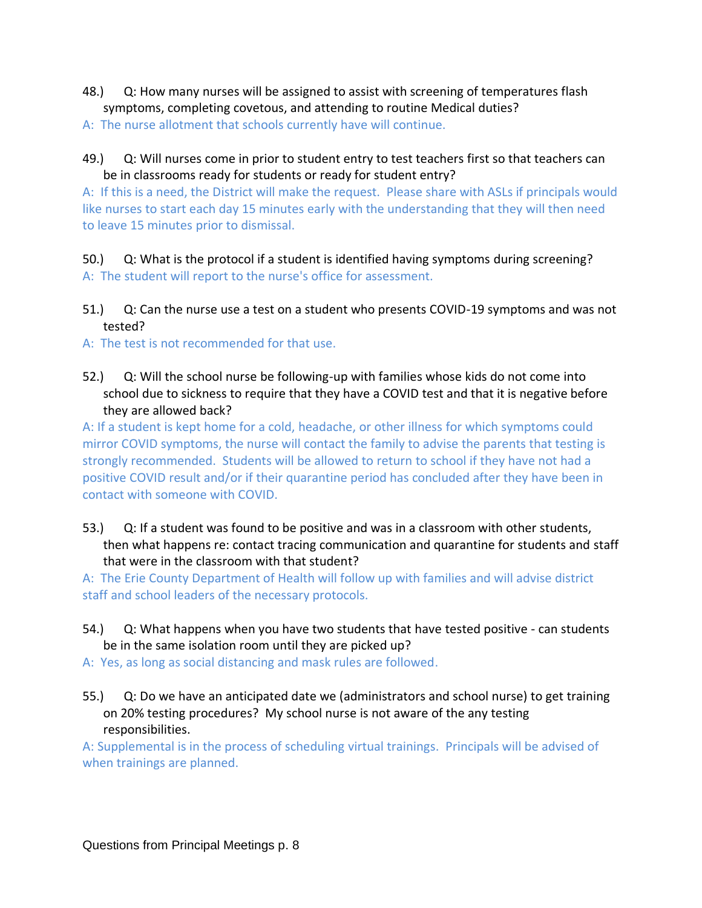48.) Q: How many nurses will be assigned to assist with screening of temperatures flash symptoms, completing covetous, and attending to routine Medical duties?

A: The nurse allotment that schools currently have will continue.

49.) Q: Will nurses come in prior to student entry to test teachers first so that teachers can be in classrooms ready for students or ready for student entry?

A: If this is a need, the District will make the request. Please share with ASLs if principals would like nurses to start each day 15 minutes early with the understanding that they will then need to leave 15 minutes prior to dismissal.

50.) Q: What is the protocol if a student is identified having symptoms during screening?

A: The student will report to the nurse's office for assessment.

51.) Q: Can the nurse use a test on a student who presents COVID-19 symptoms and was not tested?

A: The test is not recommended for that use.

52.) Q: Will the school nurse be following-up with families whose kids do not come into school due to sickness to require that they have a COVID test and that it is negative before they are allowed back?

A: If a student is kept home for a cold, headache, or other illness for which symptoms could mirror COVID symptoms, the nurse will contact the family to advise the parents that testing is strongly recommended. Students will be allowed to return to school if they have not had a positive COVID result and/or if their quarantine period has concluded after they have been in contact with someone with COVID.

53.) Q: If a student was found to be positive and was in a classroom with other students, then what happens re: contact tracing communication and quarantine for students and staff that were in the classroom with that student?

A: The Erie County Department of Health will follow up with families and will advise district staff and school leaders of the necessary protocols.

54.) Q: What happens when you have two students that have tested positive - can students be in the same isolation room until they are picked up?

A: Yes, as long as social distancing and mask rules are followed.

55.) Q: Do we have an anticipated date we (administrators and school nurse) to get training on 20% testing procedures? My school nurse is not aware of the any testing responsibilities.

A: Supplemental is in the process of scheduling virtual trainings. Principals will be advised of when trainings are planned.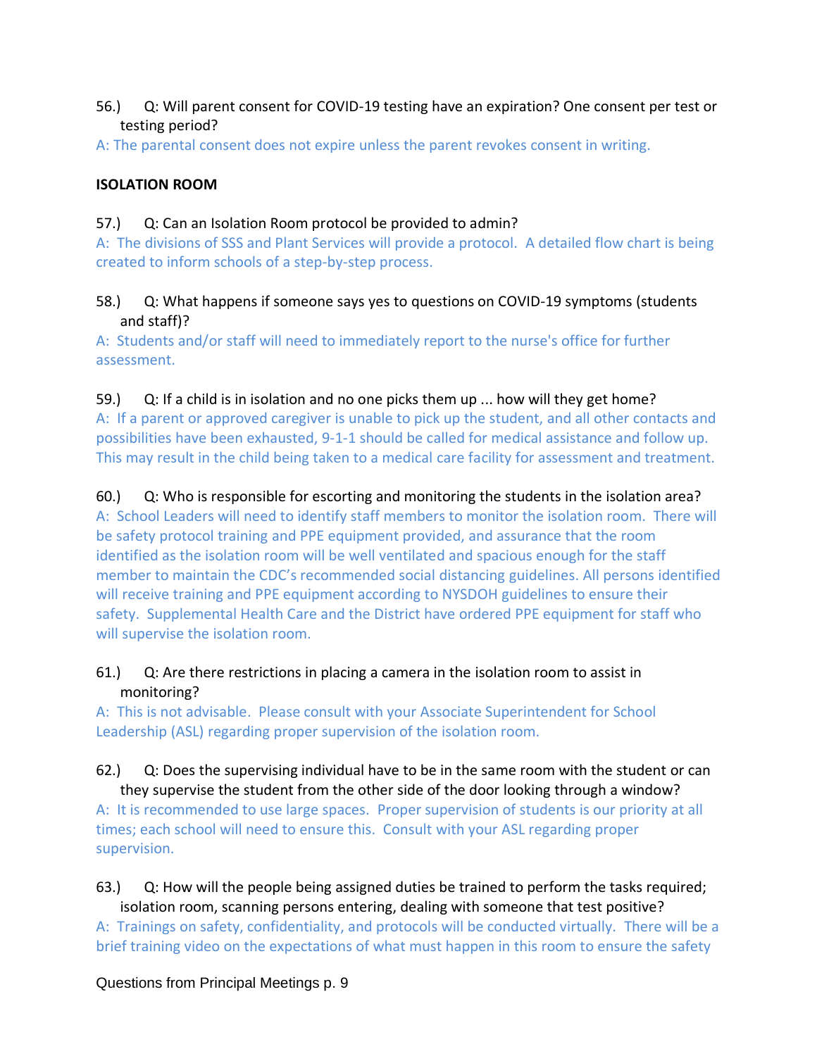56.) Q: Will parent consent for COVID-19 testing have an expiration? One consent per test or testing period?

A: The parental consent does not expire unless the parent revokes consent in writing.

**ISOLATION ROOM**

57.) Q: Can an Isolation Room protocol be provided to admin?

A: The divisions of SSS and Plant Services will provide a protocol. A detailed flow chart is being created to inform schools of a step-by-step process.

58.) Q: What happens if someone says yes to questions on COVID-19 symptoms (students and staff)?

A: Students and/or staff will need to immediately report to the nurse's office for further assessment.

59.) Q: If a child is in isolation and no one picks them up ... how will they get home?

A: If a parent or approved caregiver is unable to pick up the student, and all other contacts and possibilities have been exhausted, 9-1-1 should be called for medical assistance and follow up. This may result in the child being taken to a medical care facility for assessment and treatment.

60.) Q: Who is responsible for escorting and monitoring the students in the isolation area?

A: School Leaders will need to identify staff members to monitor the isolation room. There will be safety protocol training and PPE equipment provided, and assurance that the room identified as the isolation room will be well ventilated and spacious enough for the staff member to maintain the CDC's recommended social distancing guidelines. All persons identified will receive training and PPE equipment according to NYSDOH guidelines to ensure their safety. Supplemental Health Care and the District have ordered PPE equipment for staff who will supervise the isolation room.

61.) Q: Are there restrictions in placing a camera in the isolation room to assist in monitoring?

A: This is not advisable. Please consult with your Associate Superintendent for School Leadership (ASL) regarding proper supervision of the isolation room.

62.) Q: Does the supervising individual have to be in the same room with the student or can they supervise the student from the other side of the door looking through a window?

A: It is recommended to use large spaces. Proper supervision of students is our priority at all times; each school will need to ensure this. Consult with your ASL regarding proper supervision.

63.) Q: How will the people being assigned duties be trained to perform the tasks required; isolation room, scanning persons entering, dealing with someone that test positive?

A: Trainings on safety, confidentiality, and protocols will be conducted virtually. There will be a brief training video on the expectations of what must happen in this room to ensure the safety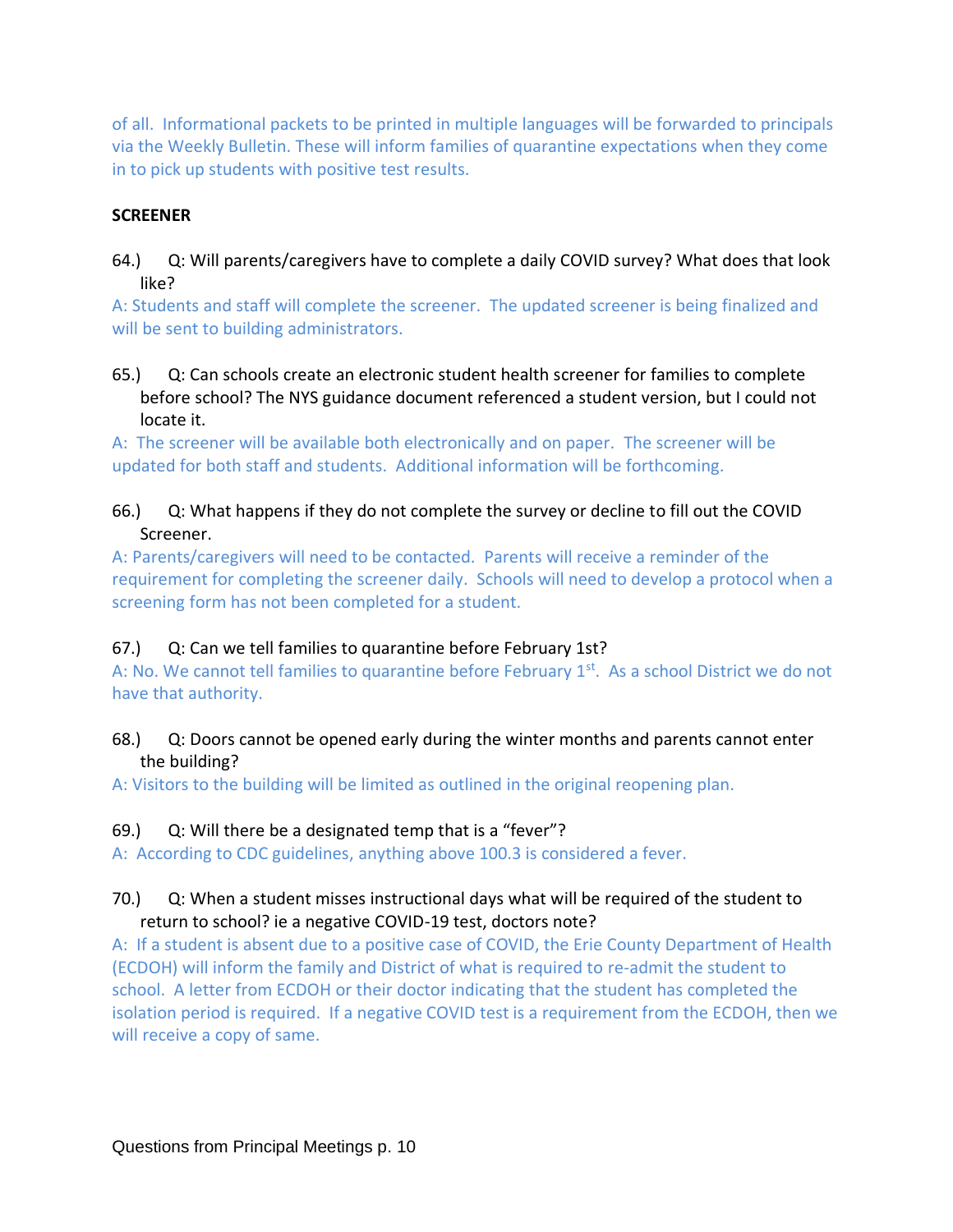of all. Informational packets to be printed in multiple languages will be forwarded to principals via the Weekly Bulletin. These will inform families of quarantine expectations when they come in to pick up students with positive test results.

**SCREENER**

64.) Q: Will parents/caregivers have to complete a daily COVID survey? What does that look like?

A: Students and staff will complete the screener. The updated screener is being finalized and will be sent to building administrators.

65.) Q: Can schools create an electronic student health screener for families to complete before school? The NYS guidance document referenced a student version, but I could not locate it.

A: The screener will be available both electronically and on paper. The screener will be updated for both staff and students. Additional information will be forthcoming.

66.) Q: What happens if they do not complete the survey or decline to fill out the COVID Screener.

A: Parents/caregivers will need to be contacted. Parents will receive a reminder of the requirement for completing the screener daily. Schools will need to develop a protocol when a screening form has not been completed for a student.

67.) Q: Can we tell families to quarantine before February 1st?

A: No. We cannot tell families to quarantine before February 1st. As a school District we do not have that authority.

68.) Q: Doors cannot be opened early during the winter months and parents cannot enter the building?

A: Visitors to the building will be limited as outlined in the original reopening plan.

69.) Q: Will there be a designated temp that is a "fever"?

A: According to CDC guidelines, anything above 100.3 is considered a fever.

70.) Q: When a student misses instructional days what will be required of the student to return to school? ie a negative COVID-19 test, doctors note?

A: If a student is absent due to a positive case of COVID, the Erie County Department of Health (ECDOH) will inform the family and District of what is required to re-admit the student to school. A letter from ECDOH or their doctor indicating that the student has completed the isolation period is required. If a negative COVID test is a requirement from the ECDOH, then we will receive a copy of same.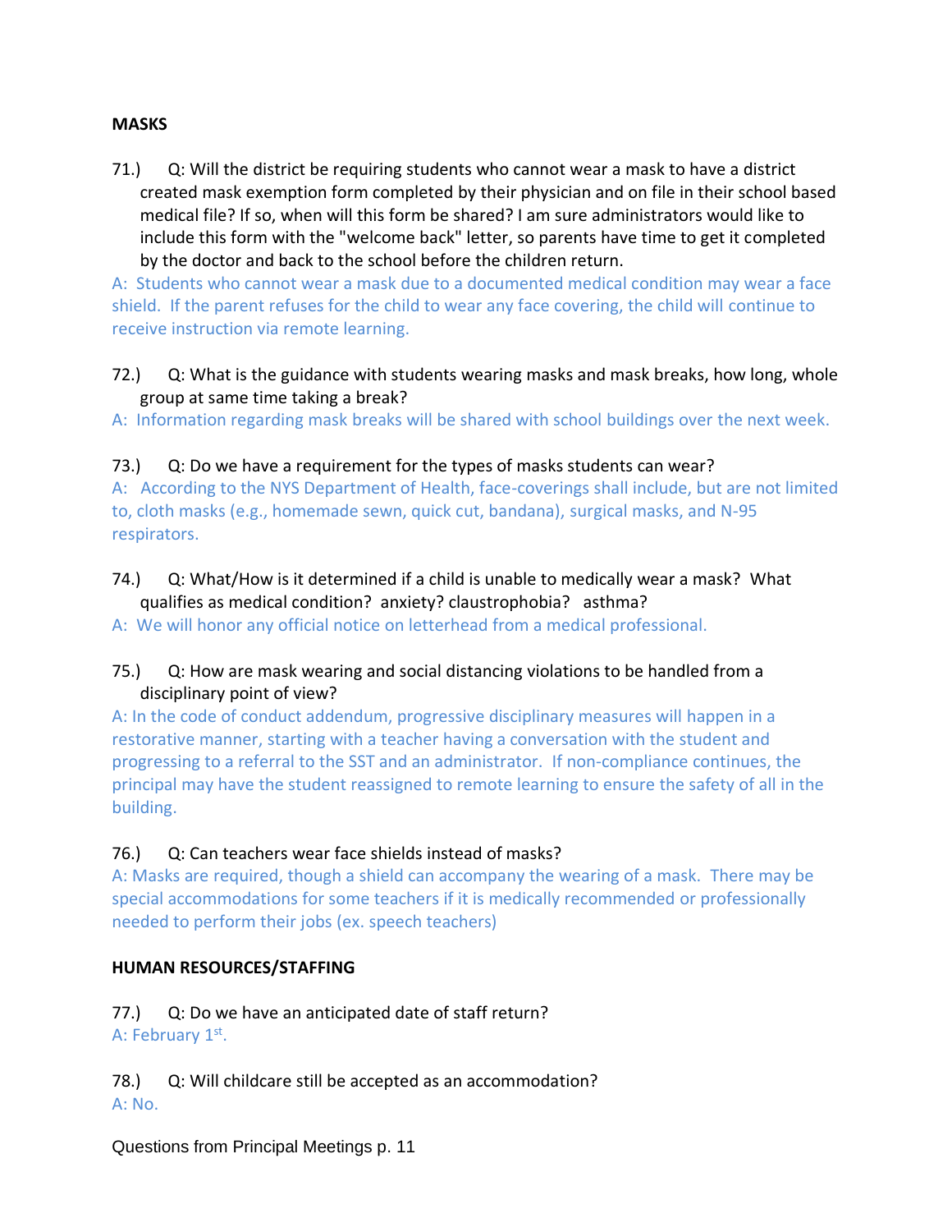**MASKS**

71.) Q: Will the district be requiring students who cannot wear a mask to have a district created mask exemption form completed by their physician and on file in their school based medical file? If so, when will this form be shared? I am sure administrators would like to include this form with the "welcome back" letter, so parents have time to get it completed by the doctor and back to the school before the children return.

A: Students who cannot wear a mask due to a documented medical condition may wear a face shield. If the parent refuses for the child to wear any face covering, the child will continue to receive instruction via remote learning.

72.) Q: What is the guidance with students wearing masks and mask breaks, how long, whole group at same time taking a break?

A: Information regarding mask breaks will be shared with school buildings over the next week.

73.) Q: Do we have a requirement for the types of masks students can wear?

A: According to the NYS Department of Health, face-coverings shall include, but are not limited to, cloth masks (e.g., homemade sewn, quick cut, bandana), surgical masks, and N-95 respirators.

74.) Q: What/How is it determined if a child is unable to medically wear a mask? What qualifies as medical condition? anxiety? claustrophobia? asthma?

A: We will honor any official notice on letterhead from a medical professional.

75.) Q: How are mask wearing and social distancing violations to be handled from a disciplinary point of view?

A: In the code of conduct addendum, progressive disciplinary measures will happen in a restorative manner, starting with a teacher having a conversation with the student and progressing to a referral to the SST and an administrator. If non-compliance continues, the principal may have the student reassigned to remote learning to ensure the safety of all in the building.

76.) Q: Can teachers wear face shields instead of masks?

A: Masks are required, though a shield can accompany the wearing of a mask. There may be special accommodations for some teachers if it is medically recommended or professionally needed to perform their jobs (ex. speech teachers)

**HUMAN RESOURCES/STAFFING**

77.) Q: Do we have an anticipated date of staff return?

A: February 1st.

78.) Q: Will childcare still be accepted as an accommodation?

A: No.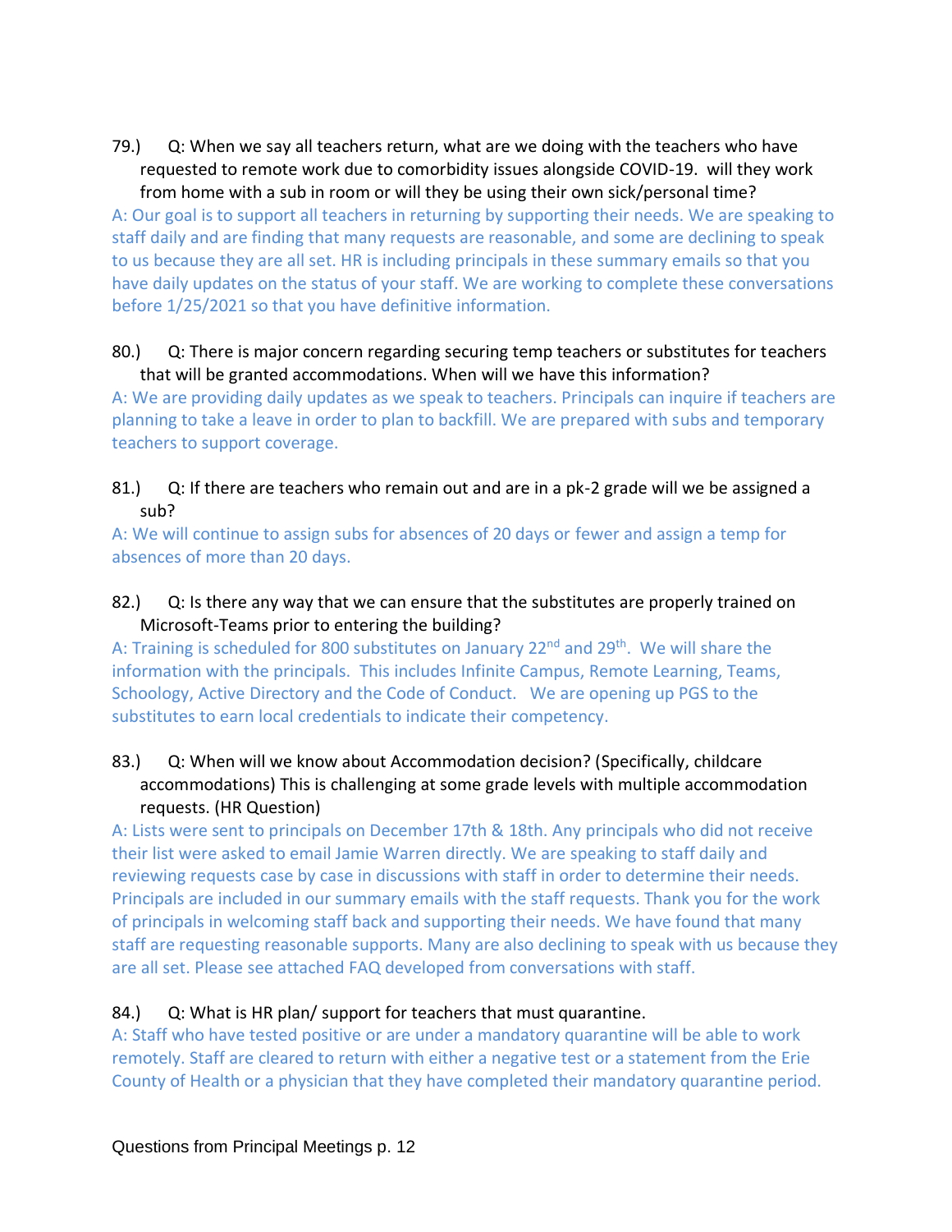79.) Q: When we say all teachers return, what are we doing with the teachers who have requested to remote work due to comorbidity issues alongside COVID-19. will they work from home with a sub in room or will they be using their own sick/personal time?

A: Our goal is to support all teachers in returning by supporting their needs. We are speaking to staff daily and are finding that many requests are reasonable, and some are declining to speak to us because they are all set. HR is including principals in these summary emails so that you have daily updates on the status of your staff. We are working to complete these conversations before 1/25/2021 so that you have definitive information.

80.) Q: There is major concern regarding securing temp teachers or substitutes for teachers that will be granted accommodations. When will we have this information?

A: We are providing daily updates as we speak to teachers. Principals can inquire if teachers are planning to take a leave in order to plan to backfill. We are prepared with subs and temporary teachers to support coverage.

81.) Q: If there are teachers who remain out and are in a pk-2 grade will we be assigned a sub?

A: We will continue to assign subs for absences of 20 days or fewer and assign a temp for absences of more than 20 days.

82.) Q: Is there any way that we can ensure that the substitutes are properly trained on Microsoft-Teams prior to entering the building?

A: Training is scheduled for 800 substitutes on January 22nd and 29th. We will share the information with the principals. This includes Infinite Campus, Remote Learning, Teams, Schoology, Active Directory and the Code of Conduct. We are opening up PGS to the substitutes to earn local credentials to indicate their competency.

83.) Q: When will we know about Accommodation decision? (Specifically, childcare accommodations) This is challenging at some grade levels with multiple accommodation requests. (HR Question)

A: Lists were sent to principals on December 17th & 18th. Any principals who did not receive their list were asked to email Jamie Warren directly. We are speaking to staff daily and reviewing requests case by case in discussions with staff in order to determine their needs. Principals are included in our summary emails with the staff requests. Thank you for the work of principals in welcoming staff back and supporting their needs. We have found that many staff are requesting reasonable supports. Many are also declining to speak with us because they are all set. Please see attached FAQ developed from conversations with staff.

84.) Q: What is HR plan/ support for teachers that must quarantine.

A: Staff who have tested positive or are under a mandatory quarantine will be able to work remotely. Staff are cleared to return with either a negative test or a statement from the Erie County of Health or a physician that they have completed their mandatory quarantine period.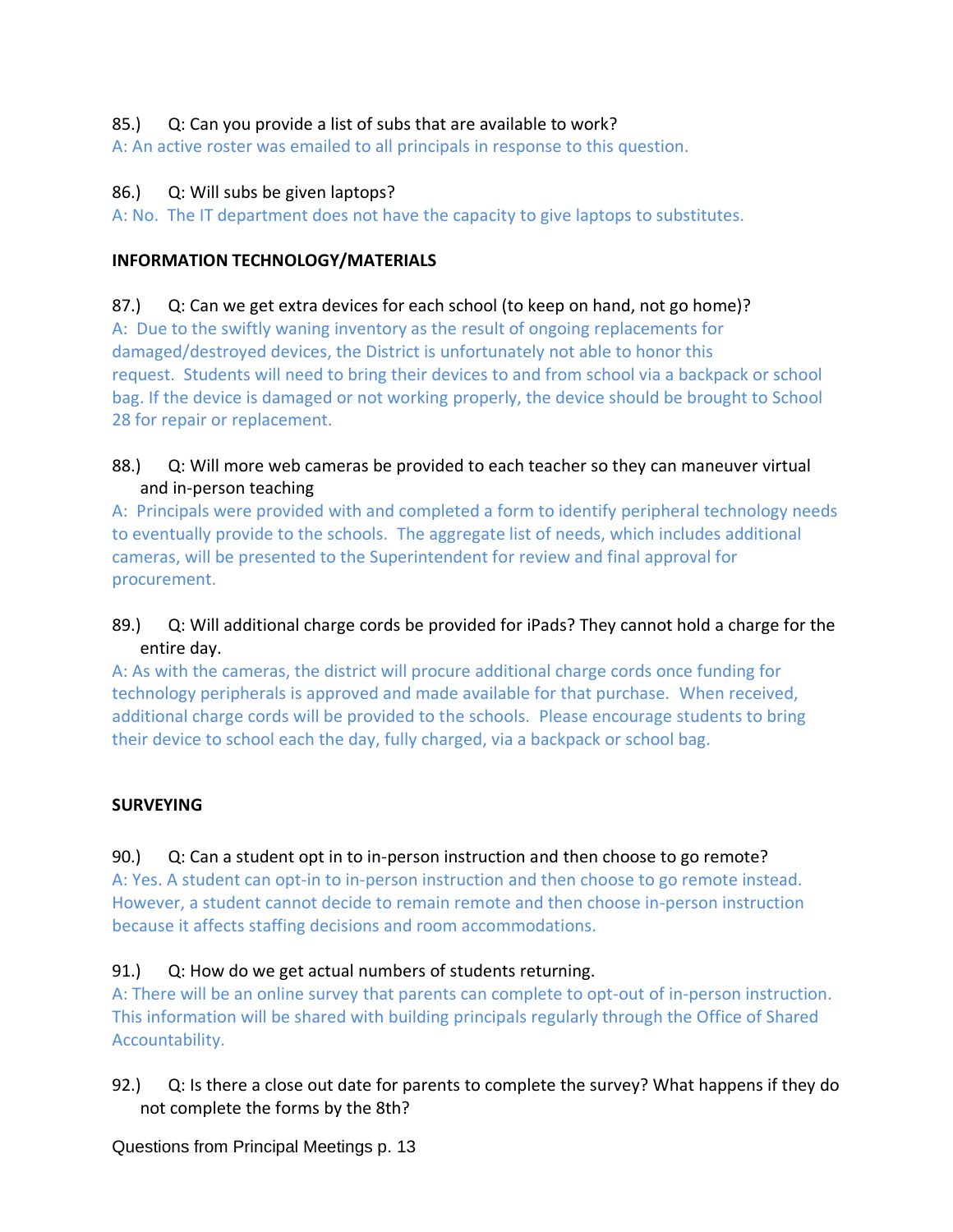85.) Q: Can you provide a list of subs that are available to work?
A: An active roster was emailed to all principals in response to this question.

86.) Q: Will subs be given laptops?
A: No. The IT department does not have the capacity to give laptops to substitutes.

**INFORMATION TECHNOLOGY/MATERIALS**

87.) Q: Can we get extra devices for each school (to keep on hand, not go home)?
A: Due to the swiftly waning inventory as the result of ongoing replacements for damaged/destroyed devices, the District is unfortunately not able to honor this request. Students will need to bring their devices to and from school via a backpack or school bag. If the device is damaged or not working properly, the device should be brought to School 28 for repair or replacement.

88.) Q: Will more web cameras be provided to each teacher so they can maneuver virtual and in-person teaching
A: Principals were provided with and completed a form to identify peripheral technology needs to eventually provide to the schools. The aggregate list of needs, which includes additional cameras, will be presented to the Superintendent for review and final approval for procurement.

89.) Q: Will additional charge cords be provided for iPads? They cannot hold a charge for the entire day.
A: As with the cameras, the district will procure additional charge cords once funding for technology peripherals is approved and made available for that purchase. When received, additional charge cords will be provided to the schools. Please encourage students to bring their device to school each the day, fully charged, via a backpack or school bag.

**SURVEYING**

90.) Q: Can a student opt in to in-person instruction and then choose to go remote?
A: Yes. A student can opt-in to in-person instruction and then choose to go remote instead. However, a student cannot decide to remain remote and then choose in-person instruction because it affects staffing decisions and room accommodations.

91.) Q: How do we get actual numbers of students returning.
A: There will be an online survey that parents can complete to opt-out of in-person instruction. This information will be shared with building principals regularly through the Office of Shared Accountability.

92.) Q: Is there a close out date for parents to complete the survey? What happens if they do not complete the forms by the 8th?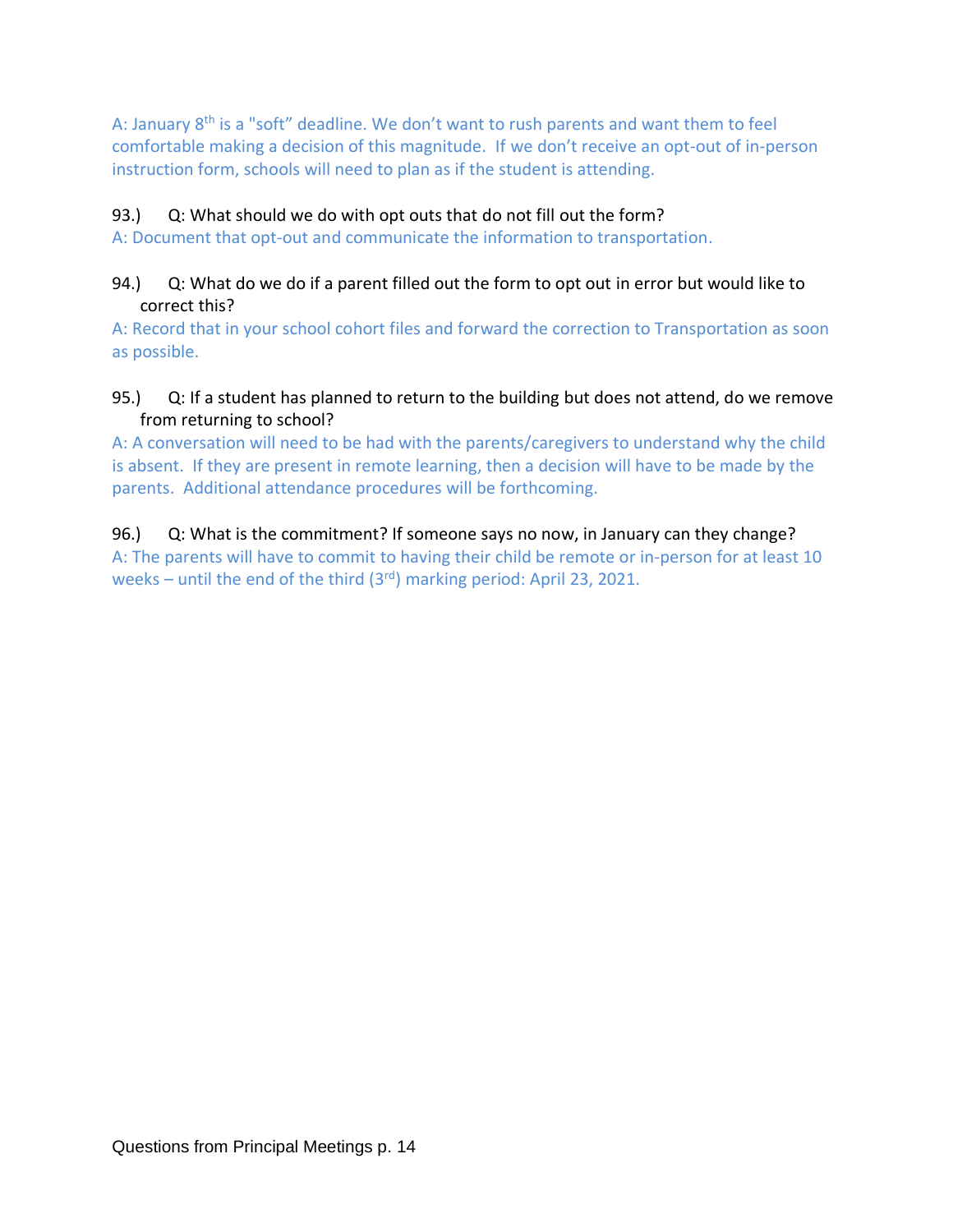A: January 8th is a "soft" deadline. We don't want to rush parents and want them to feel comfortable making a decision of this magnitude. If we don't receive an opt-out of in-person instruction form, schools will need to plan as if the student is attending.

93.) Q: What should we do with opt outs that do not fill out the form?

A: Document that opt-out and communicate the information to transportation.

94.) Q: What do we do if a parent filled out the form to opt out in error but would like to correct this?

A: Record that in your school cohort files and forward the correction to Transportation as soon as possible.

95.) Q: If a student has planned to return to the building but does not attend, do we remove from returning to school?

A: A conversation will need to be had with the parents/caregivers to understand why the child is absent. If they are present in remote learning, then a decision will have to be made by the parents. Additional attendance procedures will be forthcoming.

96.) Q: What is the commitment? If someone says no now, in January can they change?

A: The parents will have to commit to having their child be remote or in-person for at least 10 weeks – until the end of the third (3rd) marking period: April 23, 2021.